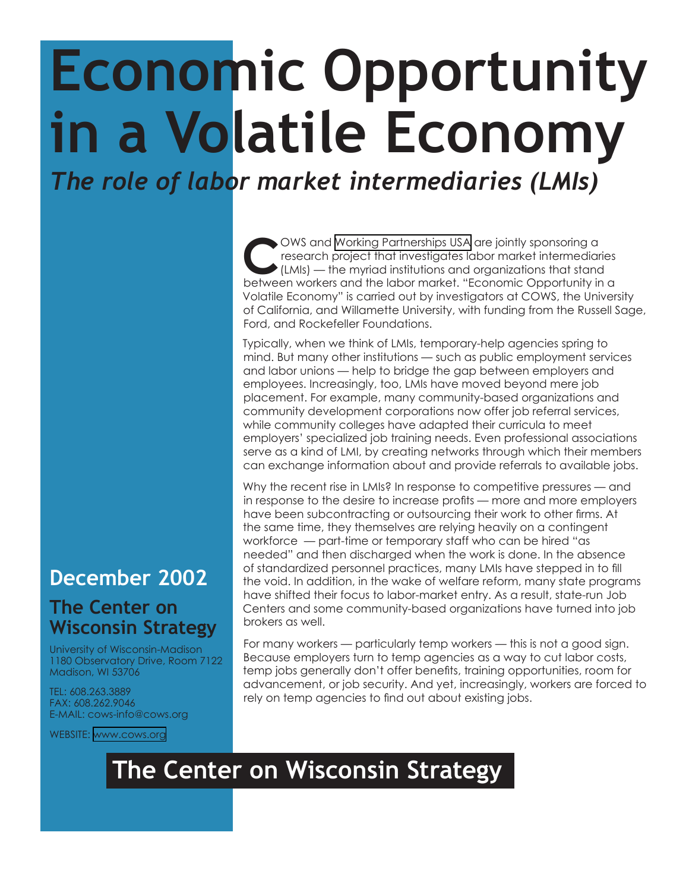# Economic Opportunity in a Volatile Economy

## *The role of labor market intermediaries (LMIs)*

COWS and Working Partnerships USA are jointly sponsoring a research project that investigates labor market intermediaries (LMIs) — the myriad institutions and organizations that stand between workers and the labor market. "Economic Opportunity in a Volatile Economy" is carried out by investigators at COWS, the University of California, and Willamette University, with funding from the Russell Sage, Ford, and Rockefeller Foundations.

Typically, when we think of LMIs, temporary-help agencies spring to mind. But many other institutions — such as public employment services and labor unions — help to bridge the gap between employers and employees. Increasingly, too, LMIs have moved beyond mere job placement. For example, many community-based organizations and community development corporations now offer job referral services, while community colleges have adapted their curricula to meet employers' specialized job training needs. Even professional associations serve as a kind of LMI, by creating networks through which their members can exchange information about and provide referrals to available jobs.

Why the recent rise in LMIs? In response to competitive pressures — and in response to the desire to increase profits — more and more employers have been subcontracting or outsourcing their work to other firms. At the same time, they themselves are relying heavily on a contingent workforce — part-time or temporary staff who can be hired "as needed" and then discharged when the work is done. In the absence of standardized personnel practices, many LMIs have stepped in to fill the void. In addition, in the wake of welfare reform, many state programs have shifted their focus to labor-market entry. As a result, state-run Job Centers and some community-based organizations have turned into job brokers as well.

For many workers — particularly temp workers — this is not a good sign. Because employers turn to temp agencies as a way to cut labor costs, temp jobs generally don't offer benefits, training opportunities, room for advancement, or job security. And yet, increasingly, workers are forced to rely on temp agencies to find out about existing jobs.

## December 2002

### The Center on Wisconsin Strategy

University of Wisconsin-Madison
1180 Observatory Drive, Room 7122
Madison, WI 53706

TEL: 608.263.3889
FAX: 608.262.9046
E-MAIL: cows-info@cows.org

WEBSITE: www.cows.org

**The Center on Wisconsin Strategy**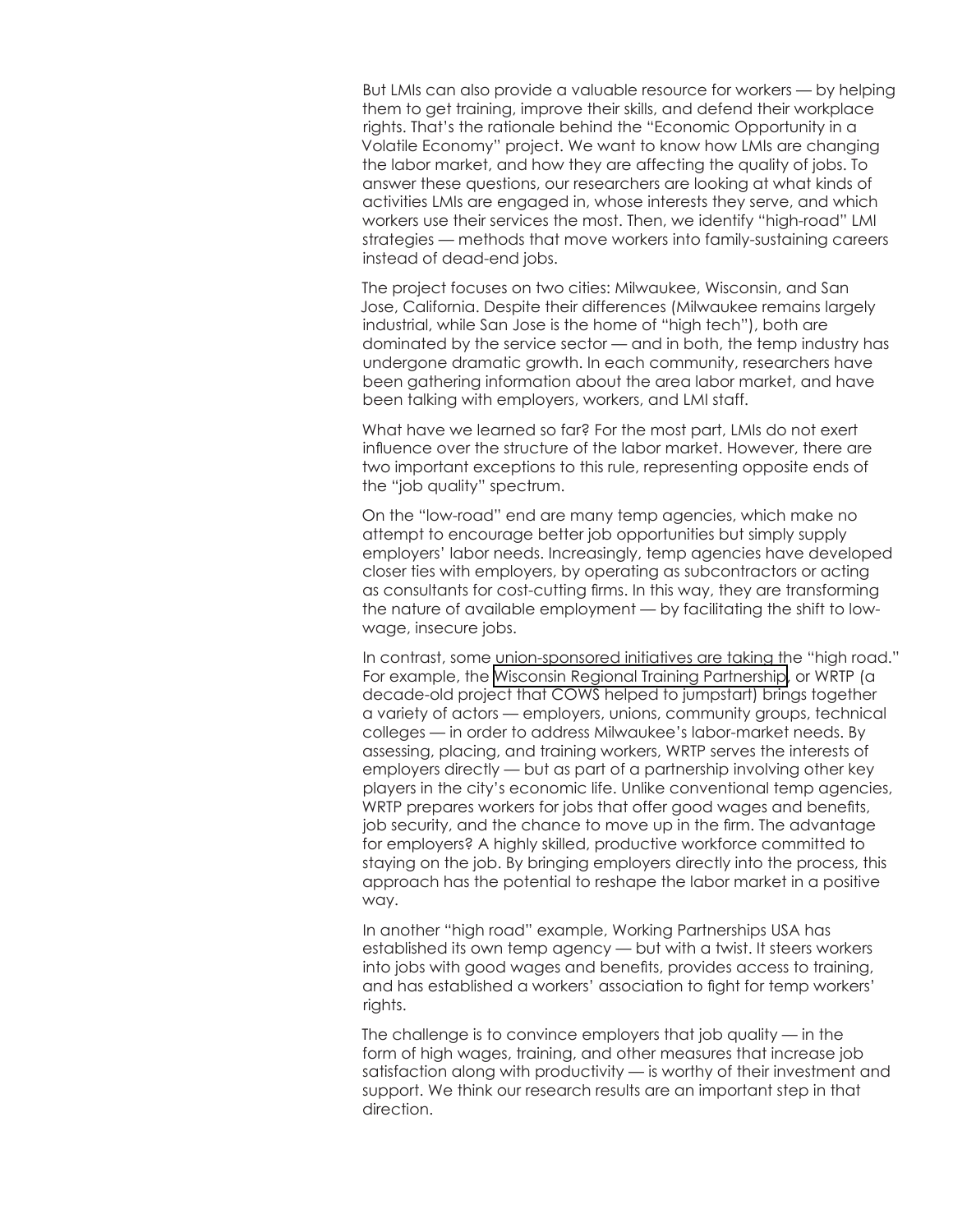But LMIs can also provide a valuable resource for workers — by helping them to get training, improve their skills, and defend their workplace rights. That's the rationale behind the "Economic Opportunity in a Volatile Economy" project. We want to know how LMIs are changing the labor market, and how they are affecting the quality of jobs. To answer these questions, our researchers are looking at what kinds of activities LMIs are engaged in, whose interests they serve, and which workers use their services the most. Then, we identify "high-road" LMI strategies — methods that move workers into family-sustaining careers instead of dead-end jobs.

The project focuses on two cities: Milwaukee, Wisconsin, and San Jose, California. Despite their differences (Milwaukee remains largely industrial, while San Jose is the home of "high tech"), both are dominated by the service sector — and in both, the temp industry has undergone dramatic growth. In each community, researchers have been gathering information about the area labor market, and have been talking with employers, workers, and LMI staff.

What have we learned so far? For the most part, LMIs do not exert influence over the structure of the labor market. However, there are two important exceptions to this rule, representing opposite ends of the "job quality" spectrum.

On the "low-road" end are many temp agencies, which make no attempt to encourage better job opportunities but simply supply employers' labor needs. Increasingly, temp agencies have developed closer ties with employers, by operating as subcontractors or acting as consultants for cost-cutting firms. In this way, they are transforming the nature of available employment — by facilitating the shift to low-wage, insecure jobs.

In contrast, some union-sponsored initiatives are taking the "high road." For example, the Wisconsin Regional Training Partnership, or WRTP (a decade-old project that COWS helped to jumpstart) brings together a variety of actors — employers, unions, community groups, technical colleges — in order to address Milwaukee's labor-market needs. By assessing, placing, and training workers, WRTP serves the interests of employers directly — but as part of a partnership involving other key players in the city's economic life. Unlike conventional temp agencies, WRTP prepares workers for jobs that offer good wages and benefits, job security, and the chance to move up in the firm. The advantage for employers? A highly skilled, productive workforce committed to staying on the job. By bringing employers directly into the process, this approach has the potential to reshape the labor market in a positive way.

In another "high road" example, Working Partnerships USA has established its own temp agency — but with a twist. It steers workers into jobs with good wages and benefits, provides access to training, and has established a workers' association to fight for temp workers' rights.

The challenge is to convince employers that job quality — in the form of high wages, training, and other measures that increase job satisfaction along with productivity — is worthy of their investment and support. We think our research results are an important step in that direction.